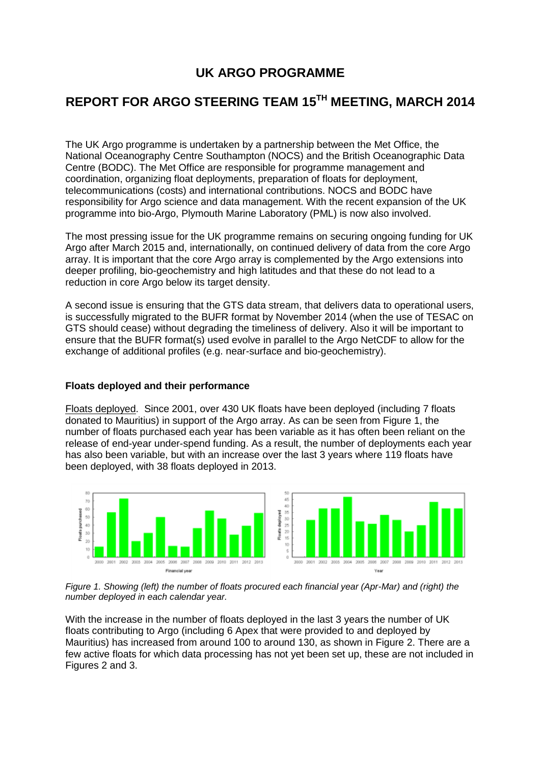# UK ARGO PROGRAMME

## REPORT FOR ARGO STEERING TEAM 15TH MEETING, MARCH 2014

The UK Argo programme is undertaken by a partnership between the Met Office, the National Oceanography Centre Southampton (NOCS) and the British Oceanographic Data Centre (BODC). The Met Office are responsible for programme management and coordination, organizing float deployments, preparation of floats for deployment, telecommunications (costs) and international contributions. NOCS and BODC have responsibility for Argo science and data management. With the recent expansion of the UK programme into bio-Argo, Plymouth Marine Laboratory (PML) is now also involved.

The most pressing issue for the UK programme remains on securing ongoing funding for UK Argo after March 2015 and, internationally, on continued delivery of data from the core Argo array. It is important that the core Argo array is complemented by the Argo extensions into deeper profiling, bio-geochemistry and high latitudes and that these do not lead to a reduction in core Argo below its target density.

A second issue is ensuring that the GTS data stream, that delivers data to operational users, is successfully migrated to the BUFR format by November 2014 (when the use of TESAC on GTS should cease) without degrading the timeliness of delivery. Also it will be important to ensure that the BUFR format(s) used evolve in parallel to the Argo NetCDF to allow for the exchange of additional profiles (e.g. near-surface and bio-geochemistry).

### Floats deployed and their performance

Floats deployed. Since 2001, over 430 UK floats have been deployed (including 7 floats donated to Mauritius) in support of the Argo array. As can be seen from Figure 1, the number of floats purchased each year has been variable as it has often been reliant on the release of end-year under-spend funding. As a result, the number of deployments each year has also been variable, but with an increase over the last 3 years where 119 floats have been deployed, with 38 floats deployed in 2013.

*Figure 1. Showing (left) the number of floats procured each financial year (Apr-Mar) and (right) the number deployed in each calendar year.*

With the increase in the number of floats deployed in the last 3 years the number of UK floats contributing to Argo (including 6 Apex that were provided to and deployed by Mauritius) has increased from around 100 to around 130, as shown in Figure 2. There are a few active floats for which data processing has not yet been set up, these are not included in Figures 2 and 3.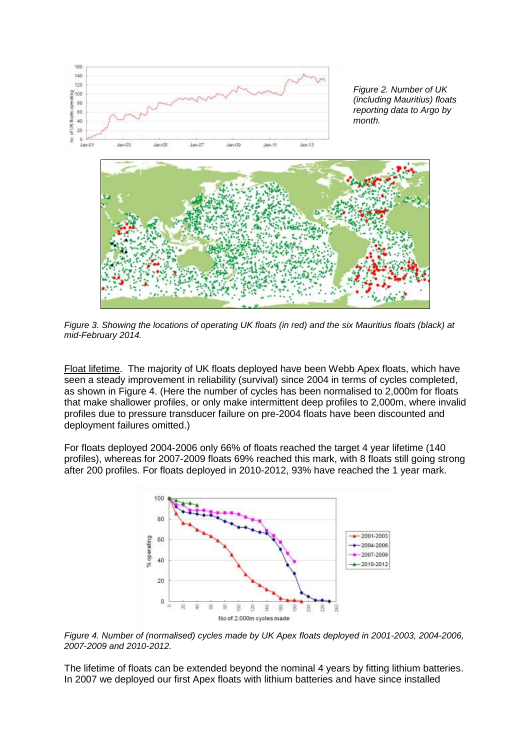*Figure 2. Number of UK (including Mauritius) floats reporting data to Argo by month.*

*Figure 3. Showing the locations of operating UK floats (in red) and the six Mauritius floats (black) at mid-February 2014.*

Float lifetime. The majority of UK floats deployed have been Webb Apex floats, which have seen a steady improvement in reliability (survival) since 2004 in terms of cycles completed, as shown in Figure 4. (Here the number of cycles has been normalised to 2,000m for floats that make shallower profiles, or only make intermittent deep profiles to 2,000m, where invalid profiles due to pressure transducer failure on pre-2004 floats have been discounted and deployment failures omitted.)

For floats deployed 2004-2006 only 66% of floats reached the target 4 year lifetime (140 profiles), whereas for 2007-2009 floats 69% reached this mark, with 8 floats still going strong after 200 profiles. For floats deployed in 2010-2012, 93% have reached the 1 year mark.

*Figure 4. Number of (normalised) cycles made by UK Apex floats deployed in 2001-2003, 2004-2006, 2007-2009 and 2010-2012.*

The lifetime of floats can be extended beyond the nominal 4 years by fitting lithium batteries. In 2007 we deployed our first Apex floats with lithium batteries and have since installed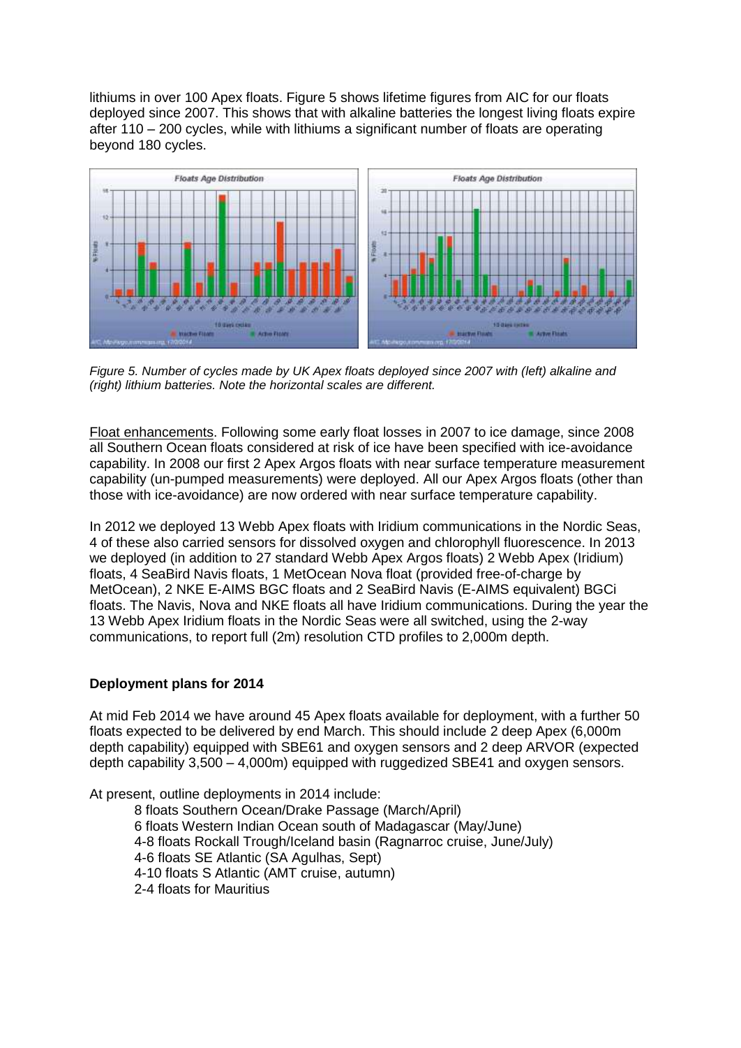lithiums in over 100 Apex floats. Figure 5 shows lifetime figures from AIC for our floats deployed since 2007. This shows that with alkaline batteries the longest living floats expire after 110 – 200 cycles, while with lithiums a significant number of floats are operating beyond 180 cycles.

*Figure 5. Number of cycles made by UK Apex floats deployed since 2007 with (left) alkaline and (right) lithium batteries. Note the horizontal scales are different.*

Float enhancements. Following some early float losses in 2007 to ice damage, since 2008 all Southern Ocean floats considered at risk of ice have been specified with ice-avoidance capability. In 2008 our first 2 Apex Argos floats with near surface temperature measurement capability (un-pumped measurements) were deployed. All our Apex Argos floats (other than those with ice-avoidance) are now ordered with near surface temperature capability.

In 2012 we deployed 13 Webb Apex floats with Iridium communications in the Nordic Seas, 4 of these also carried sensors for dissolved oxygen and chlorophyll fluorescence. In 2013 we deployed (in addition to 27 standard Webb Apex Argos floats) 2 Webb Apex (Iridium) floats, 4 SeaBird Navis floats, 1 MetOcean Nova float (provided free-of-charge by MetOcean), 2 NKE E-AIMS BGC floats and 2 SeaBird Navis (E-AIMS equivalent) BGCi floats. The Navis, Nova and NKE floats all have Iridium communications. During the year the 13 Webb Apex Iridium floats in the Nordic Seas were all switched, using the 2-way communications, to report full (2m) resolution CTD profiles to 2,000m depth.

**Deployment plans for 2014**

At mid Feb 2014 we have around 45 Apex floats available for deployment, with a further 50 floats expected to be delivered by end March. This should include 2 deep Apex (6,000m depth capability) equipped with SBE61 and oxygen sensors and 2 deep ARVOR (expected depth capability 3,500 – 4,000m) equipped with ruggedized SBE41 and oxygen sensors.

At present, outline deployments in 2014 include:

- 8 floats Southern Ocean/Drake Passage (March/April)
- 6 floats Western Indian Ocean south of Madagascar (May/June)
- 4-8 floats Rockall Trough/Iceland basin (Ragnarroc cruise, June/July)
- 4-6 floats SE Atlantic (SA Agulhas, Sept)
- 4-10 floats S Atlantic (AMT cruise, autumn)
- 2-4 floats for Mauritius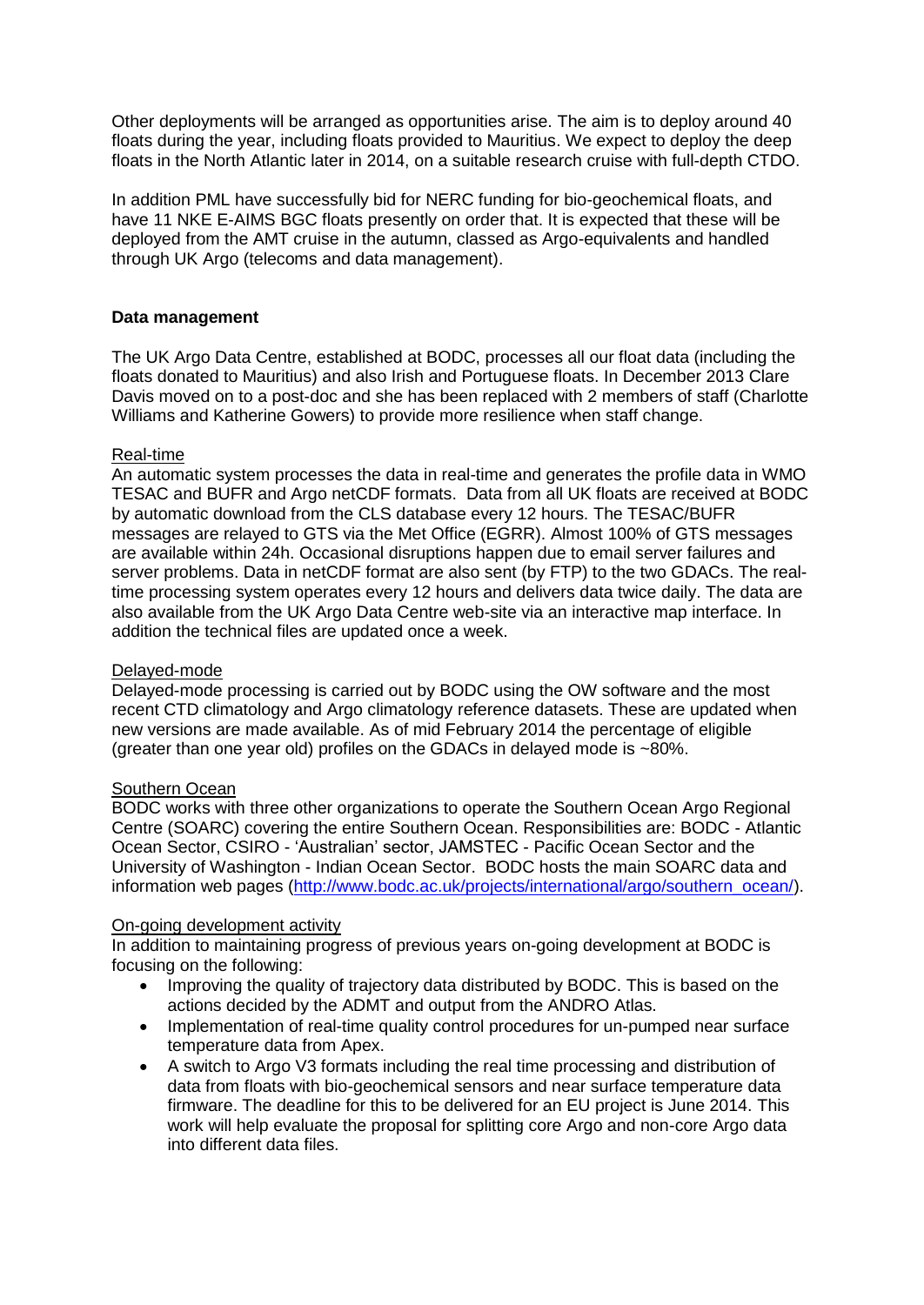Other deployments will be arranged as opportunities arise. The aim is to deploy around 40 floats during the year, including floats provided to Mauritius. We expect to deploy the deep floats in the North Atlantic later in 2014, on a suitable research cruise with full-depth CTDO.

In addition PML have successfully bid for NERC funding for bio-geochemical floats, and have 11 NKE E-AIMS BGC floats presently on order that. It is expected that these will be deployed from the AMT cruise in the autumn, classed as Argo-equivalents and handled through UK Argo (telecoms and data management).

**Data management**

The UK Argo Data Centre, established at BODC, processes all our float data (including the floats donated to Mauritius) and also Irish and Portuguese floats. In December 2013 Clare Davis moved on to a post-doc and she has been replaced with 2 members of staff (Charlotte Williams and Katherine Gowers) to provide more resilience when staff change.

<u>Real-time</u>
An automatic system processes the data in real-time and generates the profile data in WMO TESAC and BUFR and Argo netCDF formats. Data from all UK floats are received at BODC by automatic download from the CLS database every 12 hours. The TESAC/BUFR messages are relayed to GTS via the Met Office (EGRR). Almost 100% of GTS messages are available within 24h. Occasional disruptions happen due to email server failures and server problems. Data in netCDF format are also sent (by FTP) to the two GDACs. The real-time processing system operates every 12 hours and delivers data twice daily. The data are also available from the UK Argo Data Centre web-site via an interactive map interface. In addition the technical files are updated once a week.

<u>Delayed-mode</u>
Delayed-mode processing is carried out by BODC using the OW software and the most recent CTD climatology and Argo climatology reference datasets. These are updated when new versions are made available. As of mid February 2014 the percentage of eligible (greater than one year old) profiles on the GDACs in delayed mode is ~80%.

<u>Southern Ocean</u>
BODC works with three other organizations to operate the Southern Ocean Argo Regional Centre (SOARC) covering the entire Southern Ocean. Responsibilities are: BODC - Atlantic Ocean Sector, CSIRO - 'Australian' sector, JAMSTEC - Pacific Ocean Sector and the University of Washington - Indian Ocean Sector. BODC hosts the main SOARC data and information web pages (http://www.bodc.ac.uk/projects/international/argo/southern_ocean/).

<u>On-going development activity</u>
In addition to maintaining progress of previous years on-going development at BODC is focusing on the following:

- Improving the quality of trajectory data distributed by BODC. This is based on the actions decided by the ADMT and output from the ANDRO Atlas.
- Implementation of real-time quality control procedures for un-pumped near surface temperature data from Apex.
- A switch to Argo V3 formats including the real time processing and distribution of data from floats with bio-geochemical sensors and near surface temperature data firmware. The deadline for this to be delivered for an EU project is June 2014. This work will help evaluate the proposal for splitting core Argo and non-core Argo data into different data files.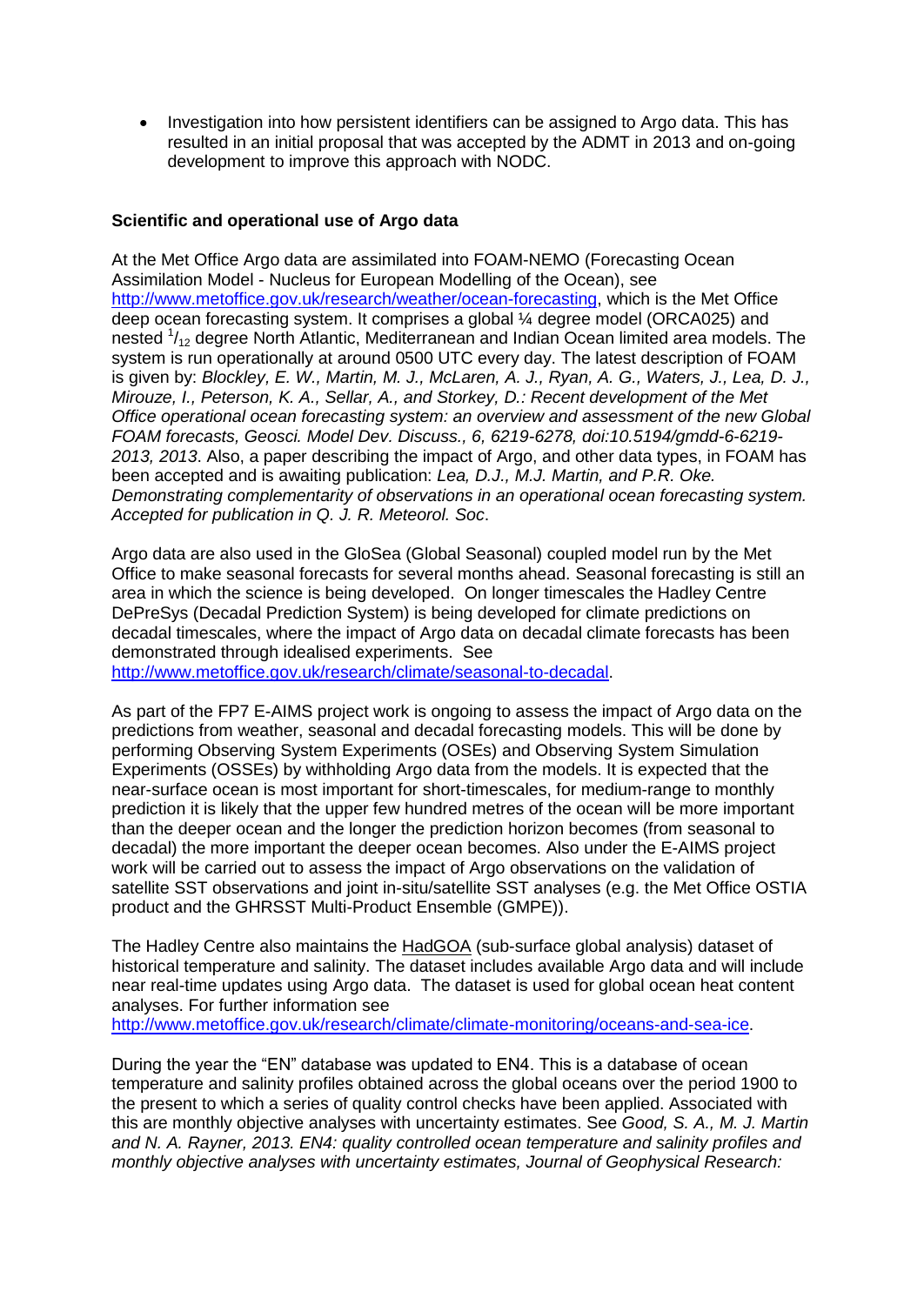- Investigation into how persistent identifiers can be assigned to Argo data. This has resulted in an initial proposal that was accepted by the ADMT in 2013 and on-going development to improve this approach with NODC.

**Scientific and operational use of Argo data**

At the Met Office Argo data are assimilated into FOAM-NEMO (Forecasting Ocean Assimilation Model - Nucleus for European Modelling of the Ocean), see http://www.metoffice.gov.uk/research/weather/ocean-forecasting, which is the Met Office deep ocean forecasting system. It comprises a global ¼ degree model (ORCA025) and nested $^{1}/_{12}$ degree North Atlantic, Mediterranean and Indian Ocean limited area models. The system is run operationally at around 0500 UTC every day. The latest description of FOAM is given by: *Blockley, E. W., Martin, M. J., McLaren, A. J., Ryan, A. G., Waters, J., Lea, D. J., Mirouze, I., Peterson, K. A., Sellar, A., and Storkey, D.: Recent development of the Met Office operational ocean forecasting system: an overview and assessment of the new Global FOAM forecasts, Geosci. Model Dev. Discuss., 6, 6219-6278, doi:10.5194/gmdd-6-6219-2013, 2013*. Also, a paper describing the impact of Argo, and other data types, in FOAM has been accepted and is awaiting publication: *Lea, D.J., M.J. Martin, and P.R. Oke. Demonstrating complementarity of observations in an operational ocean forecasting system. Accepted for publication in Q. J. R. Meteorol. Soc*.

Argo data are also used in the GloSea (Global Seasonal) coupled model run by the Met Office to make seasonal forecasts for several months ahead. Seasonal forecasting is still an area in which the science is being developed. On longer timescales the Hadley Centre DePreSys (Decadal Prediction System) is being developed for climate predictions on decadal timescales, where the impact of Argo data on decadal climate forecasts has been demonstrated through idealised experiments. See http://www.metoffice.gov.uk/research/climate/seasonal-to-decadal.

As part of the FP7 E-AIMS project work is ongoing to assess the impact of Argo data on the predictions from weather, seasonal and decadal forecasting models. This will be done by performing Observing System Experiments (OSEs) and Observing System Simulation Experiments (OSSEs) by withholding Argo data from the models. It is expected that the near-surface ocean is most important for short-timescales, for medium-range to monthly prediction it is likely that the upper few hundred metres of the ocean will be more important than the deeper ocean and the longer the prediction horizon becomes (from seasonal to decadal) the more important the deeper ocean becomes. Also under the E-AIMS project work will be carried out to assess the impact of Argo observations on the validation of satellite SST observations and joint in-situ/satellite SST analyses (e.g. the Met Office OSTIA product and the GHRSST Multi-Product Ensemble (GMPE)).

The Hadley Centre also maintains the HadGOA (sub-surface global analysis) dataset of historical temperature and salinity. The dataset includes available Argo data and will include near real-time updates using Argo data. The dataset is used for global ocean heat content analyses. For further information see http://www.metoffice.gov.uk/research/climate/climate-monitoring/oceans-and-sea-ice.

During the year the "EN" database was updated to EN4. This is a database of ocean temperature and salinity profiles obtained across the global oceans over the period 1900 to the present to which a series of quality control checks have been applied. Associated with this are monthly objective analyses with uncertainty estimates. See *Good, S. A., M. J. Martin and N. A. Rayner, 2013. EN4: quality controlled ocean temperature and salinity profiles and monthly objective analyses with uncertainty estimates, Journal of Geophysical Research:*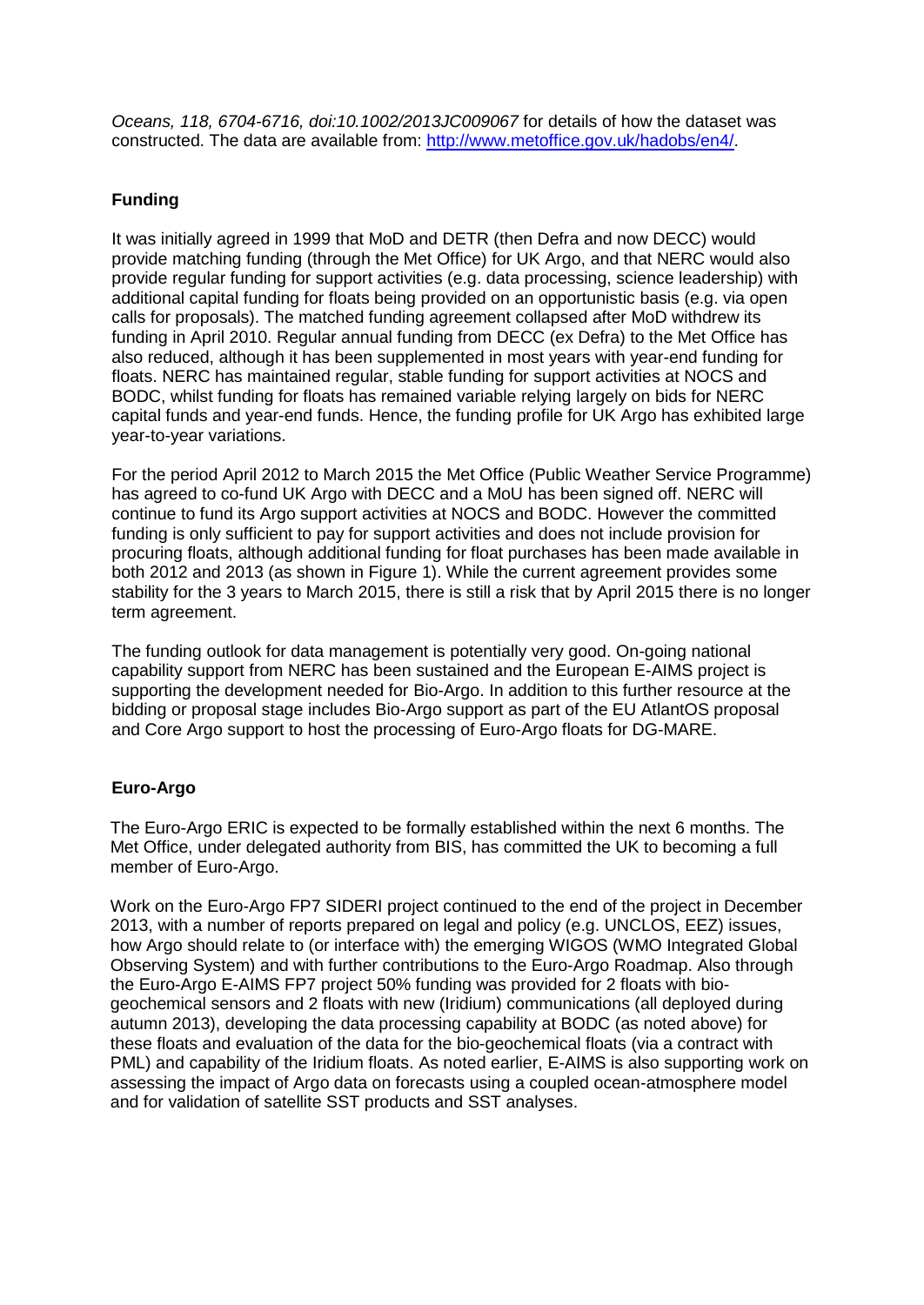*Oceans, 118, 6704-6716, doi:10.1002/2013JC009067* for details of how the dataset was constructed. The data are available from: http://www.metoffice.gov.uk/hadobs/en4/.

## Funding

It was initially agreed in 1999 that MoD and DETR (then Defra and now DECC) would provide matching funding (through the Met Office) for UK Argo, and that NERC would also provide regular funding for support activities (e.g. data processing, science leadership) with additional capital funding for floats being provided on an opportunistic basis (e.g. via open calls for proposals). The matched funding agreement collapsed after MoD withdrew its funding in April 2010. Regular annual funding from DECC (ex Defra) to the Met Office has also reduced, although it has been supplemented in most years with year-end funding for floats. NERC has maintained regular, stable funding for support activities at NOCS and BODC, whilst funding for floats has remained variable relying largely on bids for NERC capital funds and year-end funds. Hence, the funding profile for UK Argo has exhibited large year-to-year variations.

For the period April 2012 to March 2015 the Met Office (Public Weather Service Programme) has agreed to co-fund UK Argo with DECC and a MoU has been signed off. NERC will continue to fund its Argo support activities at NOCS and BODC. However the committed funding is only sufficient to pay for support activities and does not include provision for procuring floats, although additional funding for float purchases has been made available in both 2012 and 2013 (as shown in Figure 1). While the current agreement provides some stability for the 3 years to March 2015, there is still a risk that by April 2015 there is no longer term agreement.

The funding outlook for data management is potentially very good. On-going national capability support from NERC has been sustained and the European E-AIMS project is supporting the development needed for Bio-Argo. In addition to this further resource at the bidding or proposal stage includes Bio-Argo support as part of the EU AtlantOS proposal and Core Argo support to host the processing of Euro-Argo floats for DG-MARE.

## Euro-Argo

The Euro-Argo ERIC is expected to be formally established within the next 6 months. The Met Office, under delegated authority from BIS, has committed the UK to becoming a full member of Euro-Argo.

Work on the Euro-Argo FP7 SIDERI project continued to the end of the project in December 2013, with a number of reports prepared on legal and policy (e.g. UNCLOS, EEZ) issues, how Argo should relate to (or interface with) the emerging WIGOS (WMO Integrated Global Observing System) and with further contributions to the Euro-Argo Roadmap. Also through the Euro-Argo E-AIMS FP7 project 50% funding was provided for 2 floats with bio-geochemical sensors and 2 floats with new (Iridium) communications (all deployed during autumn 2013), developing the data processing capability at BODC (as noted above) for these floats and evaluation of the data for the bio-geochemical floats (via a contract with PML) and capability of the Iridium floats. As noted earlier, E-AIMS is also supporting work on assessing the impact of Argo data on forecasts using a coupled ocean-atmosphere model and for validation of satellite SST products and SST analyses.